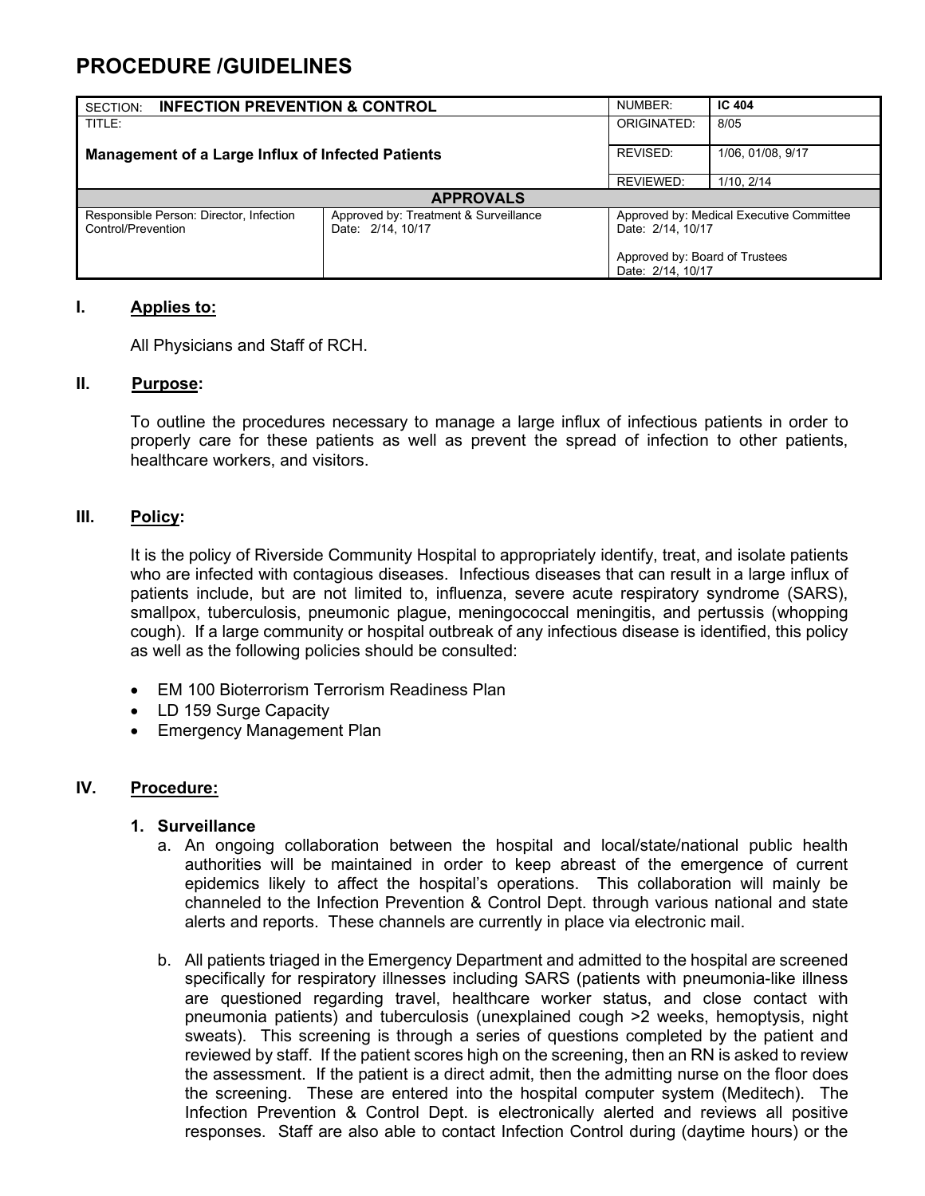# PROCEDURE /GUIDELINES

| SECTION: **INFECTION PREVENTION & CONTROL** | | NUMBER: | **IC 404** |
|---|---|---|---|
| TITLE: **Management of a Large Influx of Infected Patients** | | ORIGINATED: | 8/05 |
| | | REVISED: | 1/06, 01/08, 9/17 |
| | | REVIEWED: | 1/10, 2/14 |
| **APPROVALS** | | | |
| Responsible Person: Director, Infection Control/Prevention | Approved by: Treatment & Surveillance Date: 2/14, 10/17 | Approved by: Medical Executive Committee Date: 2/14, 10/17<br>Approved by: Board of Trustees Date: 2/14, 10/17 | |

## I. Applies to:

All Physicians and Staff of RCH.

## II. Purpose:

To outline the procedures necessary to manage a large influx of infectious patients in order to properly care for these patients as well as prevent the spread of infection to other patients, healthcare workers, and visitors.

## III. Policy:

It is the policy of Riverside Community Hospital to appropriately identify, treat, and isolate patients who are infected with contagious diseases. Infectious diseases that can result in a large influx of patients include, but are not limited to, influenza, severe acute respiratory syndrome (SARS), smallpox, tuberculosis, pneumonic plague, meningococcal meningitis, and pertussis (whopping cough). If a large community or hospital outbreak of any infectious disease is identified, this policy as well as the following policies should be consulted:

- EM 100 Bioterrorism Terrorism Readiness Plan
- LD 159 Surge Capacity
- Emergency Management Plan

## IV. Procedure:

### 1. Surveillance

a. An ongoing collaboration between the hospital and local/state/national public health authorities will be maintained in order to keep abreast of the emergence of current epidemics likely to affect the hospital's operations. This collaboration will mainly be channeled to the Infection Prevention & Control Dept. through various national and state alerts and reports. These channels are currently in place via electronic mail.

b. All patients triaged in the Emergency Department and admitted to the hospital are screened specifically for respiratory illnesses including SARS (patients with pneumonia-like illness are questioned regarding travel, healthcare worker status, and close contact with pneumonia patients) and tuberculosis (unexplained cough >2 weeks, hemoptysis, night sweats). This screening is through a series of questions completed by the patient and reviewed by staff. If the patient scores high on the screening, then an RN is asked to review the assessment. If the patient is a direct admit, then the admitting nurse on the floor does the screening. These are entered into the hospital computer system (Meditech). The Infection Prevention & Control Dept. is electronically alerted and reviews all positive responses. Staff are also able to contact Infection Control during (daytime hours) or the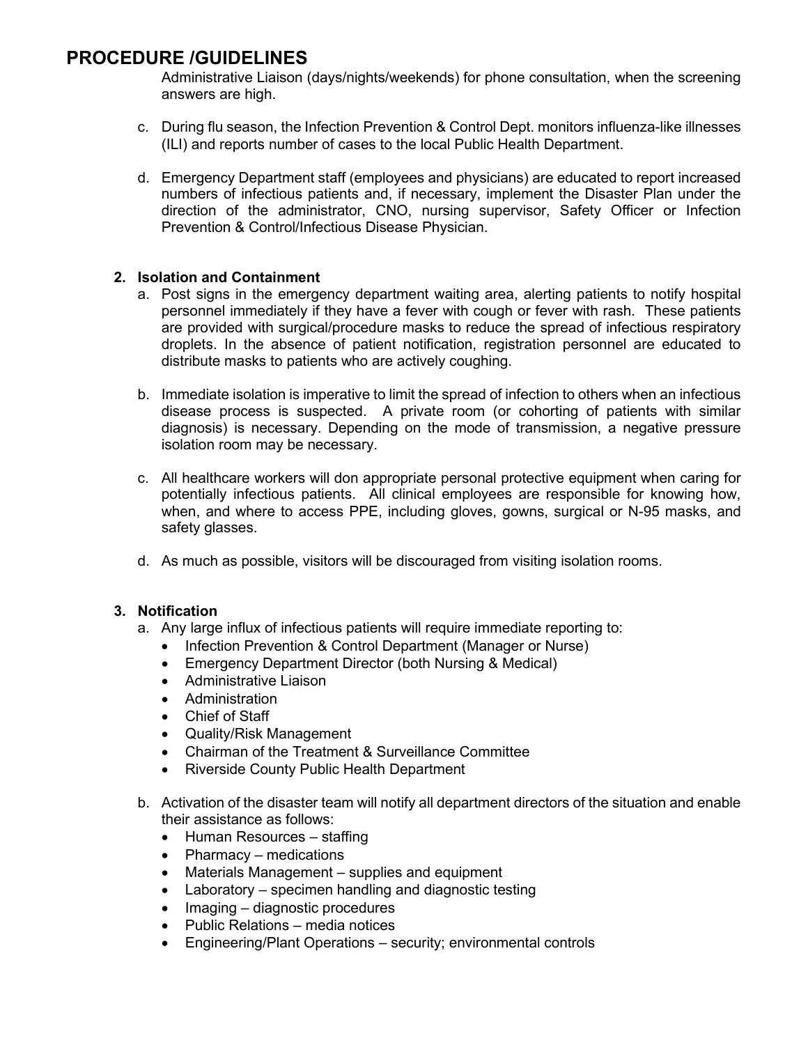# PROCEDURE /GUIDELINES

Administrative Liaison (days/nights/weekends) for phone consultation, when the screening answers are high.

c. During flu season, the Infection Prevention & Control Dept. monitors influenza-like illnesses (ILI) and reports number of cases to the local Public Health Department.

d. Emergency Department staff (employees and physicians) are educated to report increased numbers of infectious patients and, if necessary, implement the Disaster Plan under the direction of the administrator, CNO, nursing supervisor, Safety Officer or Infection Prevention & Control/Infectious Disease Physician.

**2. Isolation and Containment**

a. Post signs in the emergency department waiting area, alerting patients to notify hospital personnel immediately if they have a fever with cough or fever with rash. These patients are provided with surgical/procedure masks to reduce the spread of infectious respiratory droplets. In the absence of patient notification, registration personnel are educated to distribute masks to patients who are actively coughing.

b. Immediate isolation is imperative to limit the spread of infection to others when an infectious disease process is suspected. A private room (or cohorting of patients with similar diagnosis) is necessary. Depending on the mode of transmission, a negative pressure isolation room may be necessary.

c. All healthcare workers will don appropriate personal protective equipment when caring for potentially infectious patients. All clinical employees are responsible for knowing how, when, and where to access PPE, including gloves, gowns, surgical or N-95 masks, and safety glasses.

d. As much as possible, visitors will be discouraged from visiting isolation rooms.

**3. Notification**

a. Any large influx of infectious patients will require immediate reporting to:
   - Infection Prevention & Control Department (Manager or Nurse)
   - Emergency Department Director (both Nursing & Medical)
   - Administrative Liaison
   - Administration
   - Chief of Staff
   - Quality/Risk Management
   - Chairman of the Treatment & Surveillance Committee
   - Riverside County Public Health Department

b. Activation of the disaster team will notify all department directors of the situation and enable their assistance as follows:
   - Human Resources – staffing
   - Pharmacy – medications
   - Materials Management – supplies and equipment
   - Laboratory – specimen handling and diagnostic testing
   - Imaging – diagnostic procedures
   - Public Relations – media notices
   - Engineering/Plant Operations – security; environmental controls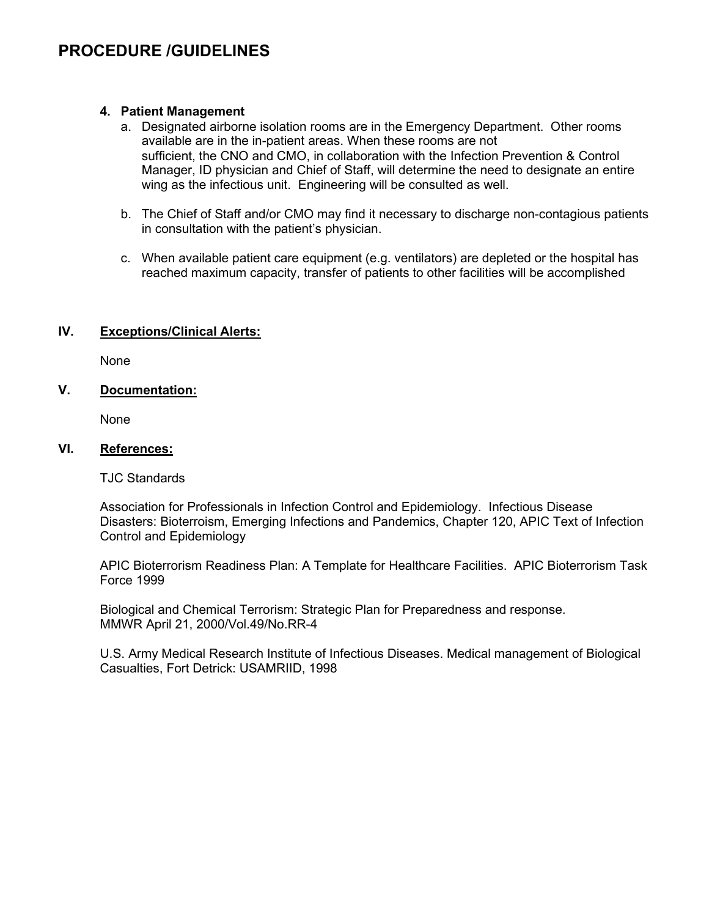# PROCEDURE /GUIDELINES

**4. Patient Management**

a. Designated airborne isolation rooms are in the Emergency Department. Other rooms available are in the in-patient areas. When these rooms are not sufficient, the CNO and CMO, in collaboration with the Infection Prevention & Control Manager, ID physician and Chief of Staff, will determine the need to designate an entire wing as the infectious unit. Engineering will be consulted as well.

b. The Chief of Staff and/or CMO may find it necessary to discharge non-contagious patients in consultation with the patient's physician.

c. When available patient care equipment (e.g. ventilators) are depleted or the hospital has reached maximum capacity, transfer of patients to other facilities will be accomplished

## IV. Exceptions/Clinical Alerts:

None

## V. Documentation:

None

## VI. References:

TJC Standards

Association for Professionals in Infection Control and Epidemiology. Infectious Disease Disasters: Bioterroism, Emerging Infections and Pandemics, Chapter 120, APIC Text of Infection Control and Epidemiology

APIC Bioterrorism Readiness Plan: A Template for Healthcare Facilities. APIC Bioterrorism Task Force 1999

Biological and Chemical Terrorism: Strategic Plan for Preparedness and response. MMWR April 21, 2000/Vol.49/No.RR-4

U.S. Army Medical Research Institute of Infectious Diseases. Medical management of Biological Casualties, Fort Detrick: USAMRIID, 1998